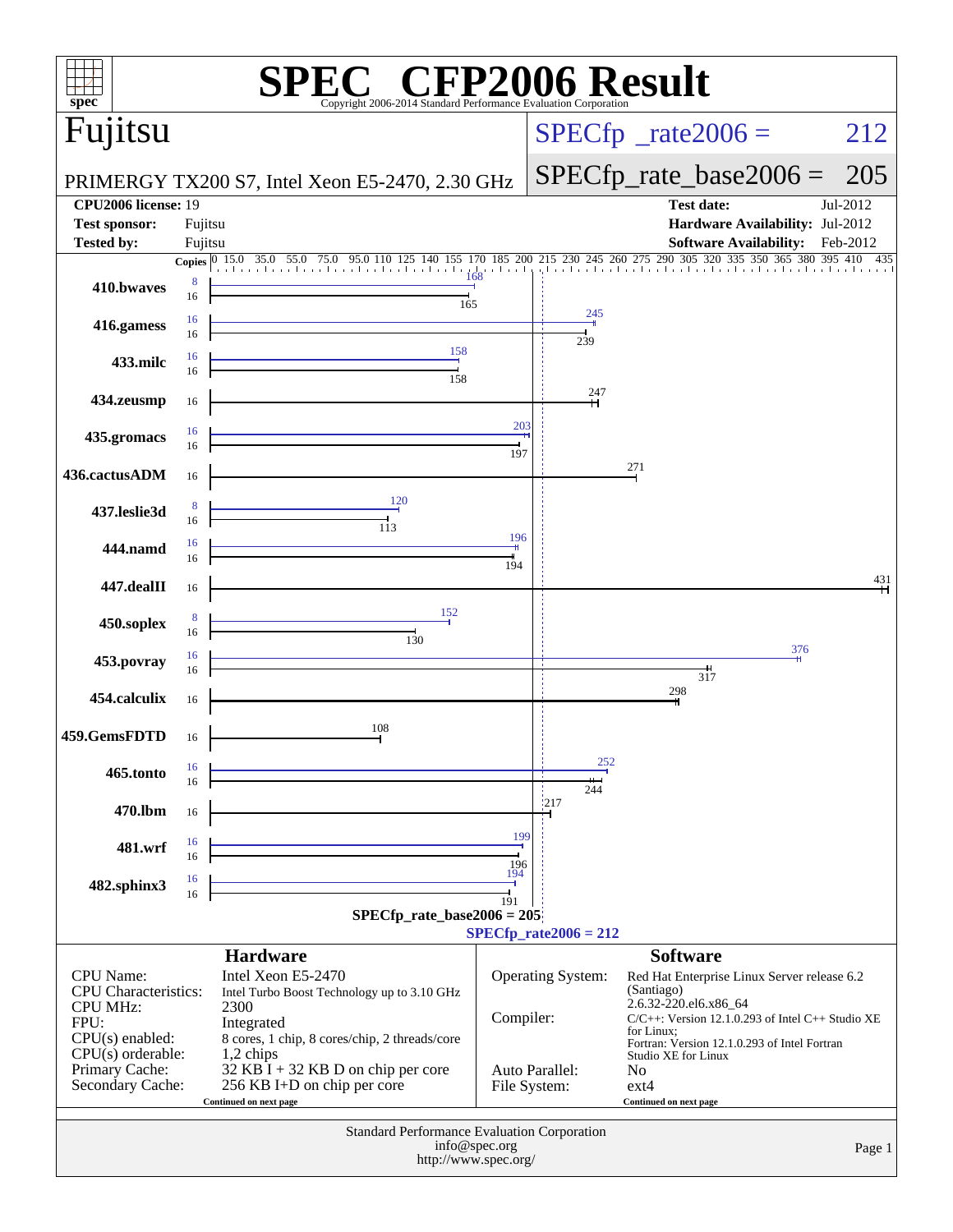# SPEC CFP2006 Result

Copyright 2006-2014 Standard Performance Evaluation Corporation

## Fujitsu

PRIMERGY TX200 S7, Intel Xeon E5-2470, 2.30 GHz

SPECfp_rate2006 = 212

SPECfp_rate_base2006 = 205

| | | | |
|---|---|---|---|
| **CPU2006 license:** | 19 | **Test date:** | Jul-2012 |
| **Test sponsor:** | Fujitsu | **Hardware Availability:** | Jul-2012 |
| **Tested by:** | Fujitsu | **Software Availability:** | Feb-2012 |

| Benchmark | Copies (peak) | Peak | Copies (base) | Base |
|---|---|---|---|---|
| 410.bwaves | 8 | 168 | 16 | 165 |
| 416.gamess | 16 | 245 | 16 | 239 |
| 433.milc | 16 | 158 | 16 | 158 |
| 434.zeusmp | | | 16 | 247 |
| 435.gromacs | 16 | 203 | 16 | 197 |
| 436.cactusADM | | | 16 | 271 |
| 437.leslie3d | 8 | 120 | 16 | 113 |
| 444.namd | 16 | 196 | 16 | 194 |
| 447.dealII | | | 16 | 431 |
| 450.soplex | 8 | 152 | 16 | 130 |
| 453.povray | 16 | 376 | 16 | 317 |
| 454.calculix | | | 16 | 298 |
| 459.GemsFDTD | | | 16 | 108 |
| 465.tonto | 16 | 252 | 16 | 244 |
| 470.lbm | | | 16 | 217 |
| 481.wrf | 16 | 199 | 16 | 196 |
| 482.sphinx3 | 16 | 194 | 16 | 191 |

SPECfp_rate_base2006 = 205

SPECfp_rate2006 = 212

### Hardware

| | |
|---|---|
| CPU Name: | Intel Xeon E5-2470 |
| CPU Characteristics: | Intel Turbo Boost Technology up to 3.10 GHz |
| CPU MHz: | 2300 |
| FPU: | Integrated |
| CPU(s) enabled: | 8 cores, 1 chip, 8 cores/chip, 2 threads/core |
| CPU(s) orderable: | 1,2 chips |
| Primary Cache: | 32 KB I + 32 KB D on chip per core |
| Secondary Cache: | 256 KB I+D on chip per core |

Continued on next page

### Software

| | |
|---|---|
| Operating System: | Red Hat Enterprise Linux Server release 6.2 (Santiago) 2.6.32-220.el6.x86_64 |
| Compiler: | C/C++: Version 12.1.0.293 of Intel C++ Studio XE for Linux; Fortran: Version 12.1.0.293 of Intel Fortran Studio XE for Linux |
| Auto Parallel: | No |
| File System: | ext4 |

Continued on next page

Standard Performance Evaluation Corporation
info@spec.org
http://www.spec.org/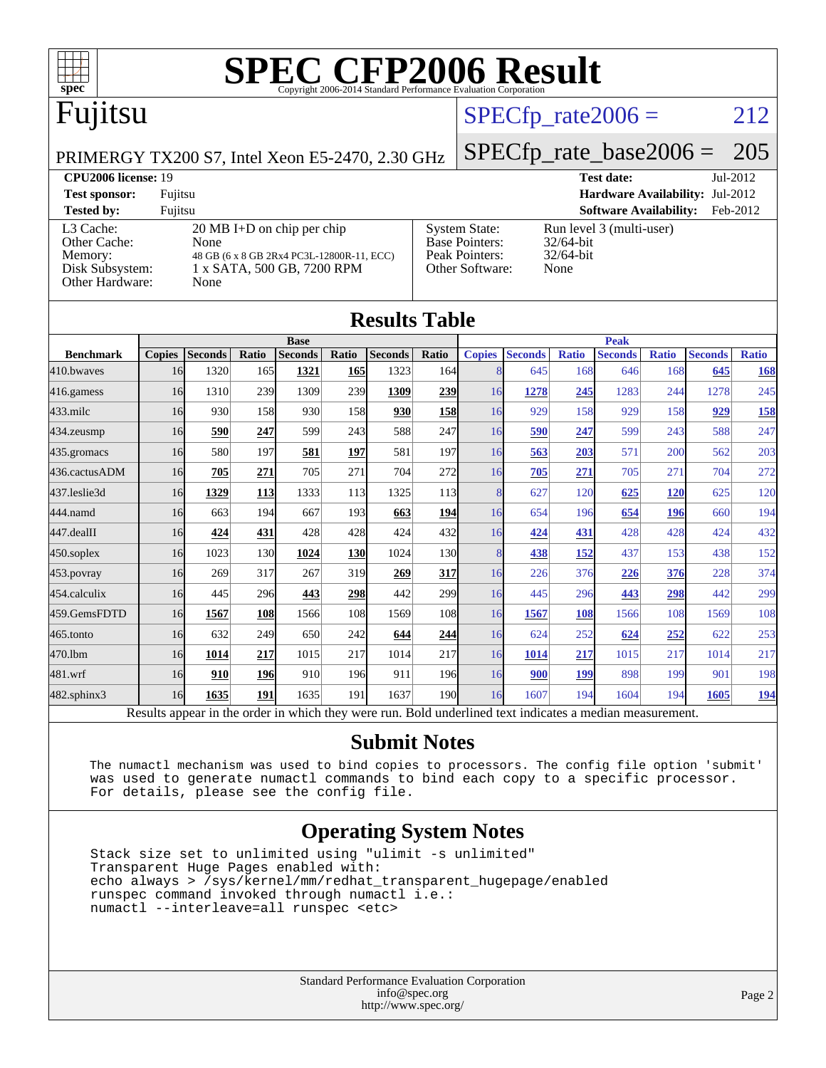# SPEC CFP2006 Result

Copyright 2006-2014 Standard Performance Evaluation Corporation

## Fujitsu

PRIMERGY TX200 S7, Intel Xeon E5-2470, 2.30 GHz

SPECfp_rate2006 = 212

SPECfp_rate_base2006 = 205

**CPU2006 license:** 19
**Test sponsor:** Fujitsu
**Tested by:** Fujitsu

**Test date:** Jul-2012
**Hardware Availability:** Jul-2012
**Software Availability:** Feb-2012

| | |
|---|---|
| L3 Cache: | 20 MB I+D on chip per chip |
| Other Cache: | None |
| Memory: | 48 GB (6 x 8 GB 2Rx4 PC3L-12800R-11, ECC) |
| Disk Subsystem: | 1 x SATA, 500 GB, 7200 RPM |
| Other Hardware: | None |

| | |
|---|---|
| System State: | Run level 3 (multi-user) |
| Base Pointers: | 32/64-bit |
| Peak Pointers: | 32/64-bit |
| Other Software: | None |

## Results Table

| | Base | | | | | | | Peak | | | | | | |
|---|---|---|---|---|---|---|---|---|---|---|---|---|---|---|
| **Benchmark** | **Copies** | **Seconds** | **Ratio** | **Seconds** | **Ratio** | **Seconds** | **Ratio** | **Copies** | **Seconds** | **Ratio** | **Seconds** | **Ratio** | **Seconds** | **Ratio** |
| 410.bwaves | 16 | 1320 | 165 | **1321** | **165** | 1323 | 164 | 8 | 645 | 168 | 646 | 168 | **645** | **168** |
| 416.gamess | 16 | 1310 | 239 | 1309 | 239 | **1309** | **239** | 16 | **1278** | **245** | 1283 | 244 | 1278 | 245 |
| 433.milc | 16 | 930 | 158 | 930 | 158 | **930** | **158** | 16 | 929 | 158 | 929 | 158 | **929** | **158** |
| 434.zeusmp | 16 | **590** | **247** | 599 | 243 | 588 | 247 | 16 | **590** | **247** | 599 | 243 | 588 | 247 |
| 435.gromacs | 16 | 580 | 197 | **581** | **197** | 581 | 197 | 16 | **563** | **203** | 571 | 200 | 562 | 203 |
| 436.cactusADM | 16 | **705** | **271** | 705 | 271 | 704 | 272 | 16 | **705** | **271** | 705 | 271 | 704 | 272 |
| 437.leslie3d | 16 | **1329** | **113** | 1333 | 113 | 1325 | 113 | 8 | 627 | 120 | **625** | **120** | 625 | 120 |
| 444.namd | 16 | 663 | 194 | 667 | 193 | **663** | **194** | 16 | 654 | 196 | **654** | **196** | 660 | 194 |
| 447.dealII | 16 | **424** | **431** | 428 | 428 | 424 | 432 | 16 | **424** | **431** | 428 | 428 | 424 | 432 |
| 450.soplex | 16 | 1023 | 130 | **1024** | **130** | 1024 | 130 | 8 | **438** | **152** | 437 | 153 | 438 | 152 |
| 453.povray | 16 | 269 | 317 | 267 | 319 | **269** | **317** | 16 | 226 | 376 | **226** | **376** | 228 | 374 |
| 454.calculix | 16 | 445 | 296 | **443** | **298** | 442 | 299 | 16 | 445 | 296 | **443** | **298** | 442 | 299 |
| 459.GemsFDTD | 16 | **1567** | **108** | 1566 | 108 | 1569 | 108 | 16 | **1567** | **108** | 1566 | 108 | 1569 | 108 |
| 465.tonto | 16 | 632 | 249 | 650 | 242 | **644** | **244** | 16 | 624 | 252 | **624** | **252** | 622 | 253 |
| 470.lbm | 16 | **1014** | **217** | 1015 | 217 | 1014 | 217 | 16 | **1014** | **217** | 1015 | 217 | 1014 | 217 |
| 481.wrf | 16 | **910** | **196** | 910 | 196 | 911 | 196 | 16 | **900** | **199** | 898 | 199 | 901 | 198 |
| 482.sphinx3 | 16 | **1635** | **191** | 1635 | 191 | 1637 | 190 | 16 | 1607 | 194 | 1604 | 194 | **1605** | **194** |

Results appear in the order in which they were run. Bold underlined text indicates a median measurement.

## Submit Notes

```
The numactl mechanism was used to bind copies to processors. The config file option 'submit'
was used to generate numactl commands to bind each copy to a specific processor.
For details, please see the config file.
```

## Operating System Notes

```
Stack size set to unlimited using "ulimit -s unlimited"
Transparent Huge Pages enabled with:
echo always > /sys/kernel/mm/redhat_transparent_hugepage/enabled
runspec command invoked through numactl i.e.:
numactl --interleave=all runspec <etc>
```

Standard Performance Evaluation Corporation
info@spec.org
http://www.spec.org/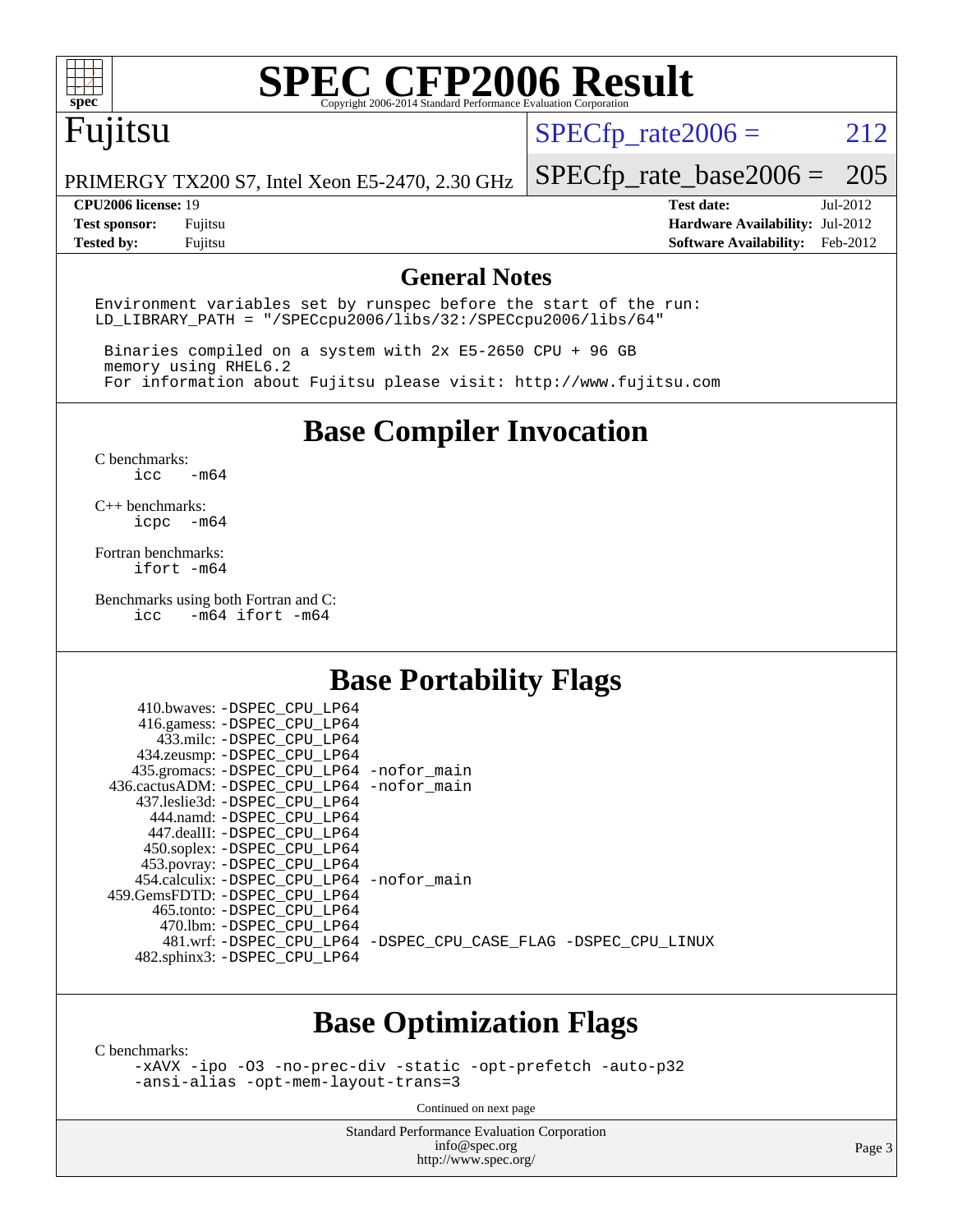# SPEC CFP2006 Result

Copyright 2006-2014 Standard Performance Evaluation Corporation

## Fujitsu

PRIMERGY TX200 S7, Intel Xeon E5-2470, 2.30 GHz

SPECfp_rate2006 = 212

SPECfp_rate_base2006 = 205

| | | | |
|---|---|---|---|
| **CPU2006 license:** | 19 | **Test date:** | Jul-2012 |
| **Test sponsor:** | Fujitsu | **Hardware Availability:** | Jul-2012 |
| **Tested by:** | Fujitsu | **Software Availability:** | Feb-2012 |

## General Notes

```
Environment variables set by runspec before the start of the run:
LD_LIBRARY_PATH = "/SPECcpu2006/libs/32:/SPECcpu2006/libs/64"

 Binaries compiled on a system with 2x E5-2650 CPU + 96 GB
 memory using RHEL6.2
 For information about Fujitsu please visit: http://www.fujitsu.com
```

## Base Compiler Invocation

C benchmarks:
```
icc   -m64
```

C++ benchmarks:
```
icpc  -m64
```

Fortran benchmarks:
```
ifort -m64
```

Benchmarks using both Fortran and C:
```
icc   -m64 ifort -m64
```

## Base Portability Flags

```
     410.bwaves: -DSPEC_CPU_LP64
     416.gamess: -DSPEC_CPU_LP64
       433.milc: -DSPEC_CPU_LP64
     434.zeusmp: -DSPEC_CPU_LP64
    435.gromacs: -DSPEC_CPU_LP64 -nofor_main
 436.cactusADM: -DSPEC_CPU_LP64 -nofor_main
    437.leslie3d: -DSPEC_CPU_LP64
       444.namd: -DSPEC_CPU_LP64
     447.dealII: -DSPEC_CPU_LP64
     450.soplex: -DSPEC_CPU_LP64
     453.povray: -DSPEC_CPU_LP64
   454.calculix: -DSPEC_CPU_LP64 -nofor_main
 459.GemsFDTD: -DSPEC_CPU_LP64
      465.tonto: -DSPEC_CPU_LP64
        470.lbm: -DSPEC_CPU_LP64
        481.wrf: -DSPEC_CPU_LP64 -DSPEC_CPU_CASE_FLAG -DSPEC_CPU_LINUX
    482.sphinx3: -DSPEC_CPU_LP64
```

## Base Optimization Flags

C benchmarks:
```
-xAVX -ipo -O3 -no-prec-div -static -opt-prefetch -auto-p32
-ansi-alias -opt-mem-layout-trans=3
```

Continued on next page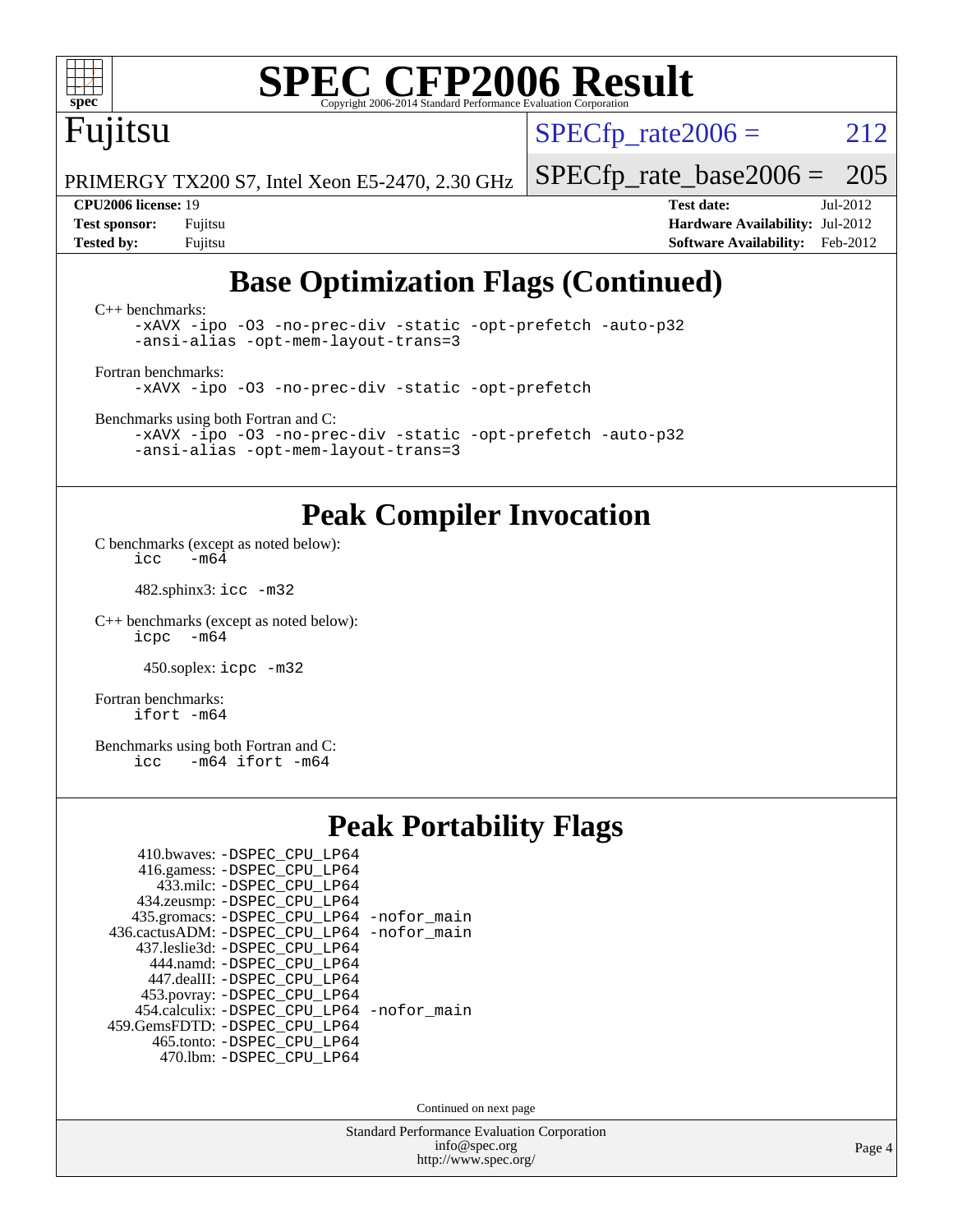# Base Optimization Flags (Continued)

C++ benchmarks:

```
-xAVX -ipo -O3 -no-prec-div -static -opt-prefetch -auto-p32
-ansi-alias -opt-mem-layout-trans=3
```

Fortran benchmarks:

```
-xAVX -ipo -O3 -no-prec-div -static -opt-prefetch
```

Benchmarks using both Fortran and C:

```
-xAVX -ipo -O3 -no-prec-div -static -opt-prefetch -auto-p32
-ansi-alias -opt-mem-layout-trans=3
```

# Peak Compiler Invocation

C benchmarks (except as noted below):

```
icc   -m64
```

482.sphinx3: `icc -m32`

C++ benchmarks (except as noted below):

```
icpc  -m64
```

450.soplex: `icpc -m32`

Fortran benchmarks:

```
ifort -m64
```

Benchmarks using both Fortran and C:

```
icc   -m64 ifort -m64
```

# Peak Portability Flags

```
   410.bwaves: -DSPEC_CPU_LP64
   416.gamess: -DSPEC_CPU_LP64
     433.milc: -DSPEC_CPU_LP64
   434.zeusmp: -DSPEC_CPU_LP64
  435.gromacs: -DSPEC_CPU_LP64 -nofor_main
436.cactusADM: -DSPEC_CPU_LP64 -nofor_main
  437.leslie3d: -DSPEC_CPU_LP64
     444.namd: -DSPEC_CPU_LP64
   447.dealII: -DSPEC_CPU_LP64
   453.povray: -DSPEC_CPU_LP64
  454.calculix: -DSPEC_CPU_LP64 -nofor_main
459.GemsFDTD: -DSPEC_CPU_LP64
    465.tonto: -DSPEC_CPU_LP64
      470.lbm: -DSPEC_CPU_LP64
```

Continued on next page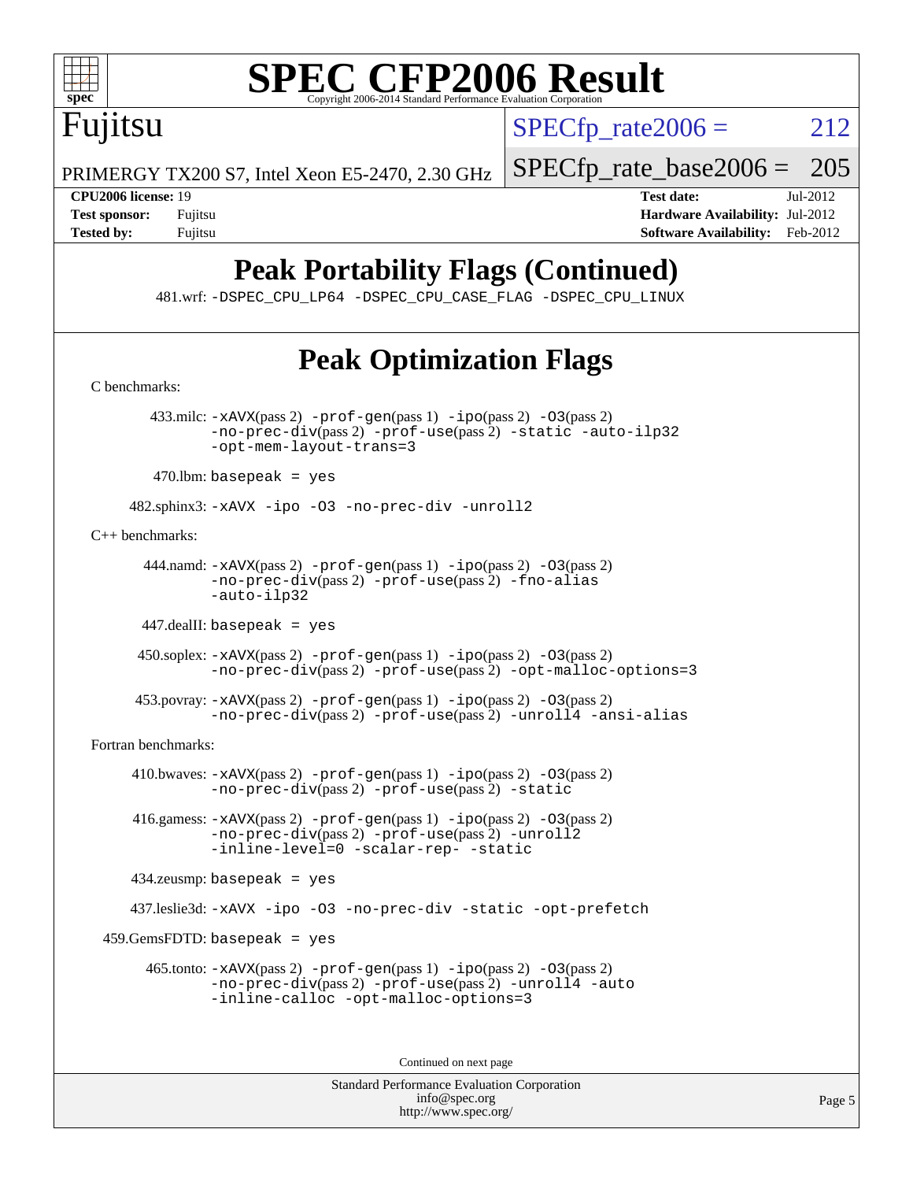# SPEC CFP2006 Result

Fujitsu

PRIMERGY TX200 S7, Intel Xeon E5-2470, 2.30 GHz

SPECfp_rate2006 = 212

SPECfp_rate_base2006 = 205

| | | | |
|---|---|---|---|
| **CPU2006 license:** | 19 | **Test date:** | Jul-2012 |
| **Test sponsor:** | Fujitsu | **Hardware Availability:** | Jul-2012 |
| **Tested by:** | Fujitsu | **Software Availability:** | Feb-2012 |

## Peak Portability Flags (Continued)

481.wrf: -DSPEC_CPU_LP64 -DSPEC_CPU_CASE_FLAG -DSPEC_CPU_LINUX

## Peak Optimization Flags

C benchmarks:

433.milc: -xAVX(pass 2) -prof-gen(pass 1) -ipo(pass 2) -O3(pass 2) -no-prec-div(pass 2) -prof-use(pass 2) -static -auto-ilp32 -opt-mem-layout-trans=3

470.lbm: basepeak = yes

482.sphinx3: -xAVX -ipo -O3 -no-prec-div -unroll2

C++ benchmarks:

444.namd: -xAVX(pass 2) -prof-gen(pass 1) -ipo(pass 2) -O3(pass 2) -no-prec-div(pass 2) -prof-use(pass 2) -fno-alias -auto-ilp32

447.dealII: basepeak = yes

450.soplex: -xAVX(pass 2) -prof-gen(pass 1) -ipo(pass 2) -O3(pass 2) -no-prec-div(pass 2) -prof-use(pass 2) -opt-malloc-options=3

453.povray: -xAVX(pass 2) -prof-gen(pass 1) -ipo(pass 2) -O3(pass 2) -no-prec-div(pass 2) -prof-use(pass 2) -unroll4 -ansi-alias

Fortran benchmarks:

410.bwaves: -xAVX(pass 2) -prof-gen(pass 1) -ipo(pass 2) -O3(pass 2) -no-prec-div(pass 2) -prof-use(pass 2) -static

416.gamess: -xAVX(pass 2) -prof-gen(pass 1) -ipo(pass 2) -O3(pass 2) -no-prec-div(pass 2) -prof-use(pass 2) -unroll2 -inline-level=0 -scalar-rep- -static

434.zeusmp: basepeak = yes

437.leslie3d: -xAVX -ipo -O3 -no-prec-div -static -opt-prefetch

459.GemsFDTD: basepeak = yes

465.tonto: -xAVX(pass 2) -prof-gen(pass 1) -ipo(pass 2) -O3(pass 2) -no-prec-div(pass 2) -prof-use(pass 2) -unroll4 -auto -inline-calloc -opt-malloc-options=3

Continued on next page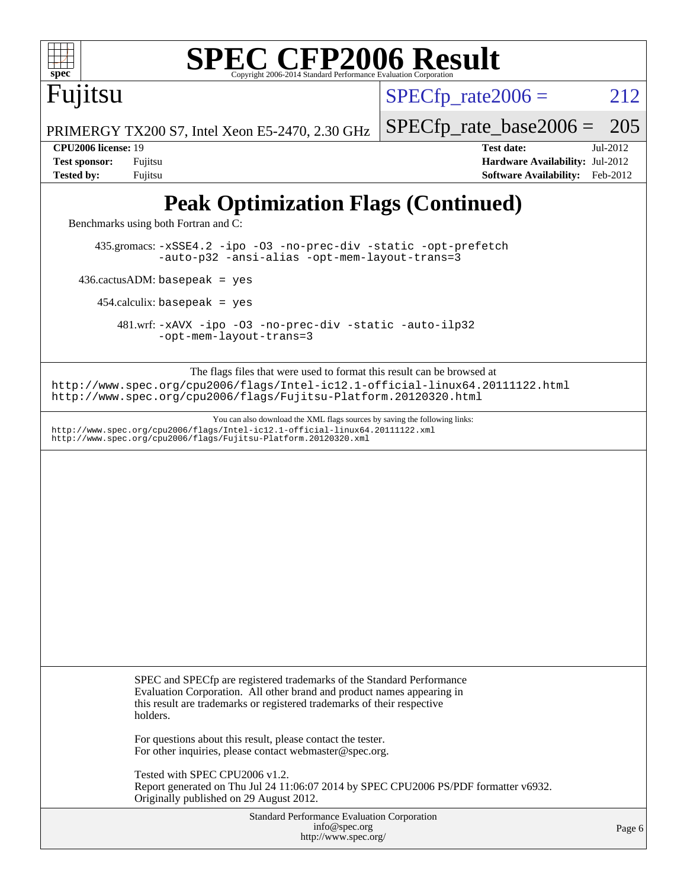# Peak Optimization Flags (Continued)

Benchmarks using both Fortran and C:

435.gromacs: -xSSE4.2 -ipo -O3 -no-prec-div -static -opt-prefetch -auto-p32 -ansi-alias -opt-mem-layout-trans=3

436.cactusADM: basepeak = yes

454.calculix: basepeak = yes

481.wrf: -xAVX -ipo -O3 -no-prec-div -static -auto-ilp32 -opt-mem-layout-trans=3

The flags files that were used to format this result can be browsed at
http://www.spec.org/cpu2006/flags/Intel-ic12.1-official-linux64.20111122.html
http://www.spec.org/cpu2006/flags/Fujitsu-Platform.20120320.html

You can also download the XML flags sources by saving the following links:
http://www.spec.org/cpu2006/flags/Intel-ic12.1-official-linux64.20111122.xml
http://www.spec.org/cpu2006/flags/Fujitsu-Platform.20120320.xml

SPEC and SPECfp are registered trademarks of the Standard Performance Evaluation Corporation. All other brand and product names appearing in this result are trademarks or registered trademarks of their respective holders.

For questions about this result, please contact the tester.
For other inquiries, please contact webmaster@spec.org.

Tested with SPEC CPU2006 v1.2.
Report generated on Thu Jul 24 11:06:07 2014 by SPEC CPU2006 PS/PDF formatter v6932.
Originally published on 29 August 2012.